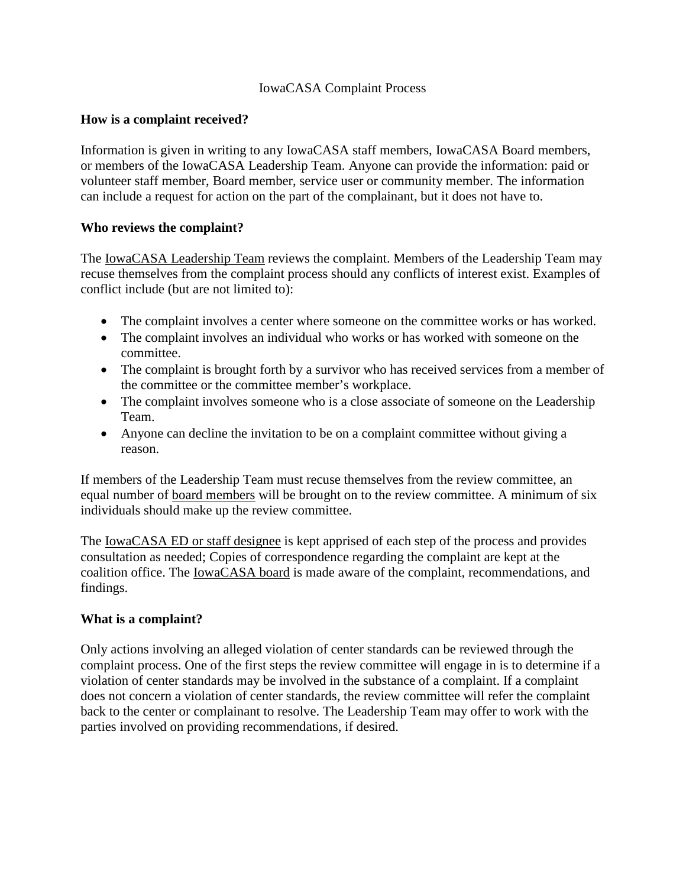# IowaCASA Complaint Process

**How is a complaint received?**

Information is given in writing to any IowaCASA staff members, IowaCASA Board members, or members of the IowaCASA Leadership Team. Anyone can provide the information: paid or volunteer staff member, Board member, service user or community member. The information can include a request for action on the part of the complainant, but it does not have to.

**Who reviews the complaint?**

The IowaCASA Leadership Team reviews the complaint. Members of the Leadership Team may recuse themselves from the complaint process should any conflicts of interest exist. Examples of conflict include (but are not limited to):

- The complaint involves a center where someone on the committee works or has worked.
- The complaint involves an individual who works or has worked with someone on the committee.
- The complaint is brought forth by a survivor who has received services from a member of the committee or the committee member's workplace.
- The complaint involves someone who is a close associate of someone on the Leadership Team.
- Anyone can decline the invitation to be on a complaint committee without giving a reason.

If members of the Leadership Team must recuse themselves from the review committee, an equal number of board members will be brought on to the review committee. A minimum of six individuals should make up the review committee.

The IowaCASA ED or staff designee is kept apprised of each step of the process and provides consultation as needed; Copies of correspondence regarding the complaint are kept at the coalition office. The IowaCASA board is made aware of the complaint, recommendations, and findings.

**What is a complaint?**

Only actions involving an alleged violation of center standards can be reviewed through the complaint process. One of the first steps the review committee will engage in is to determine if a violation of center standards may be involved in the substance of a complaint. If a complaint does not concern a violation of center standards, the review committee will refer the complaint back to the center or complainant to resolve. The Leadership Team may offer to work with the parties involved on providing recommendations, if desired.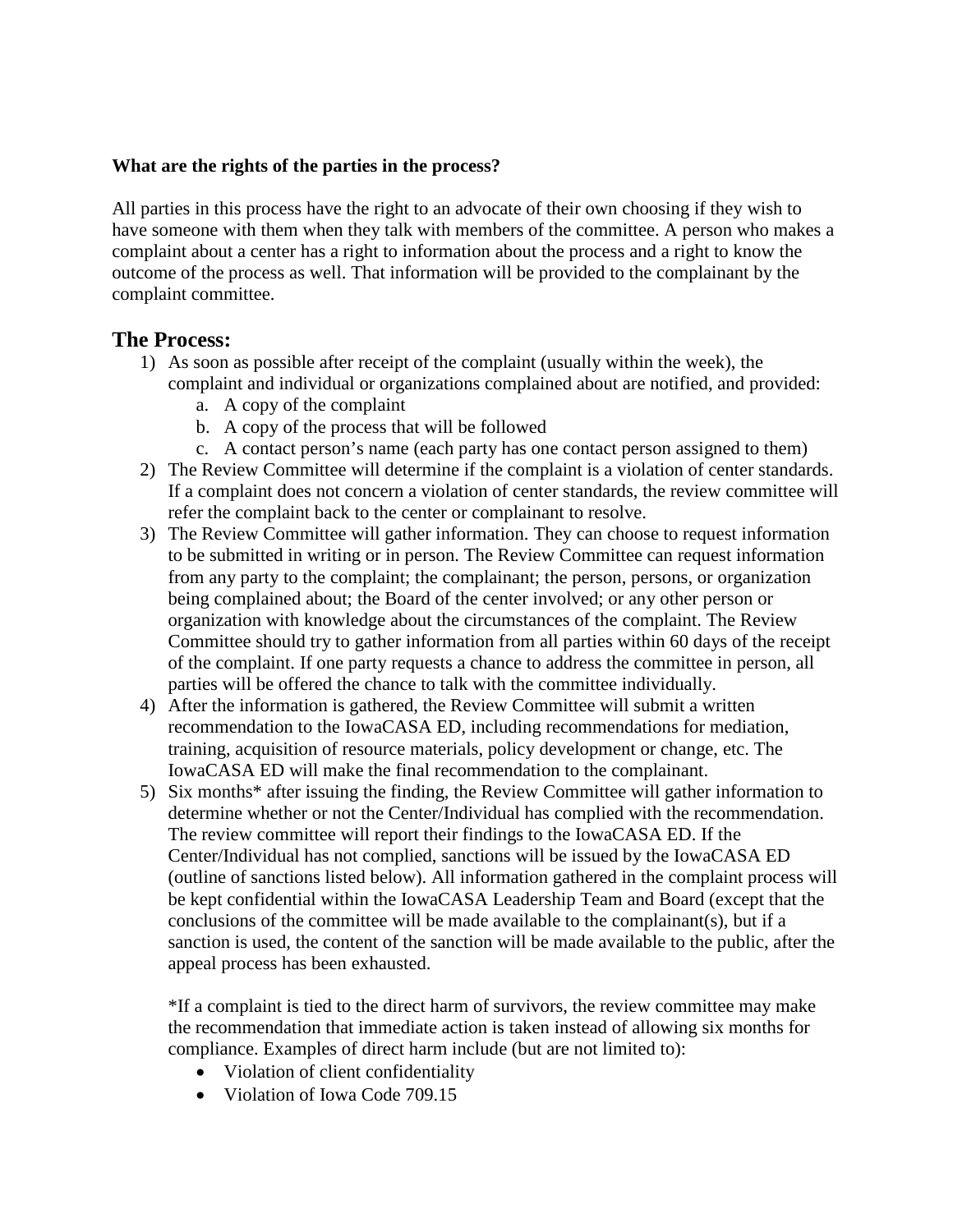**What are the rights of the parties in the process?**

All parties in this process have the right to an advocate of their own choosing if they wish to have someone with them when they talk with members of the committee. A person who makes a complaint about a center has a right to information about the process and a right to know the outcome of the process as well. That information will be provided to the complainant by the complaint committee.

## The Process:

1) As soon as possible after receipt of the complaint (usually within the week), the complaint and individual or organizations complained about are notified, and provided:
    a. A copy of the complaint
    b. A copy of the process that will be followed
    c. A contact person's name (each party has one contact person assigned to them)
2) The Review Committee will determine if the complaint is a violation of center standards. If a complaint does not concern a violation of center standards, the review committee will refer the complaint back to the center or complainant to resolve.
3) The Review Committee will gather information. They can choose to request information to be submitted in writing or in person. The Review Committee can request information from any party to the complaint; the complainant; the person, persons, or organization being complained about; the Board of the center involved; or any other person or organization with knowledge about the circumstances of the complaint. The Review Committee should try to gather information from all parties within 60 days of the receipt of the complaint. If one party requests a chance to address the committee in person, all parties will be offered the chance to talk with the committee individually.
4) After the information is gathered, the Review Committee will submit a written recommendation to the IowaCASA ED, including recommendations for mediation, training, acquisition of resource materials, policy development or change, etc. The IowaCASA ED will make the final recommendation to the complainant.
5) Six months* after issuing the finding, the Review Committee will gather information to determine whether or not the Center/Individual has complied with the recommendation. The review committee will report their findings to the IowaCASA ED. If the Center/Individual has not complied, sanctions will be issued by the IowaCASA ED (outline of sanctions listed below). All information gathered in the complaint process will be kept confidential within the IowaCASA Leadership Team and Board (except that the conclusions of the committee will be made available to the complainant(s), but if a sanction is used, the content of the sanction will be made available to the public, after the appeal process has been exhausted.

    *If a complaint is tied to the direct harm of survivors, the review committee may make the recommendation that immediate action is taken instead of allowing six months for compliance. Examples of direct harm include (but are not limited to):

    - Violation of client confidentiality
    - Violation of Iowa Code 709.15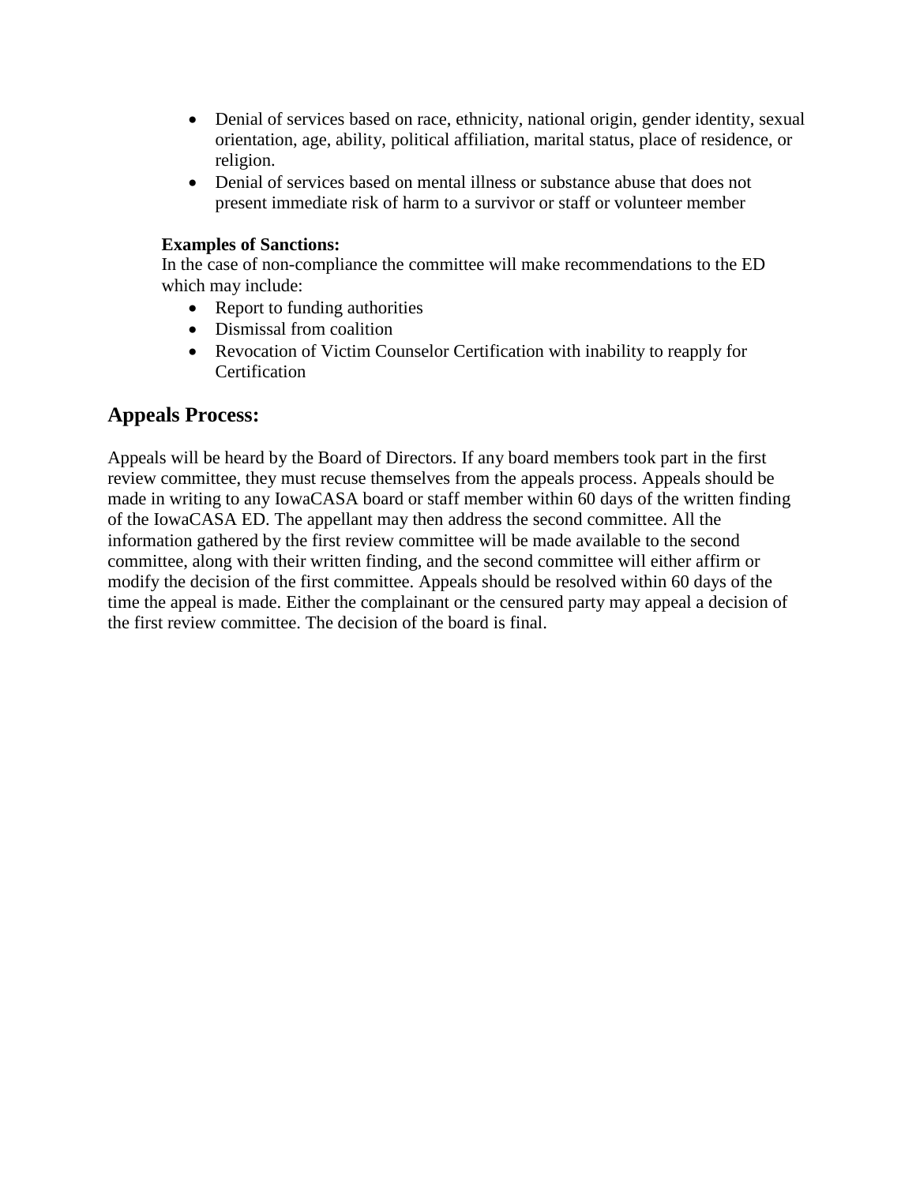- Denial of services based on race, ethnicity, national origin, gender identity, sexual orientation, age, ability, political affiliation, marital status, place of residence, or religion.
- Denial of services based on mental illness or substance abuse that does not present immediate risk of harm to a survivor or staff or volunteer member

**Examples of Sanctions:**
In the case of non-compliance the committee will make recommendations to the ED which may include:

- Report to funding authorities
- Dismissal from coalition
- Revocation of Victim Counselor Certification with inability to reapply for Certification

## Appeals Process:

Appeals will be heard by the Board of Directors. If any board members took part in the first review committee, they must recuse themselves from the appeals process. Appeals should be made in writing to any IowaCASA board or staff member within 60 days of the written finding of the IowaCASA ED. The appellant may then address the second committee. All the information gathered by the first review committee will be made available to the second committee, along with their written finding, and the second committee will either affirm or modify the decision of the first committee. Appeals should be resolved within 60 days of the time the appeal is made. Either the complainant or the censured party may appeal a decision of the first review committee. The decision of the board is final.